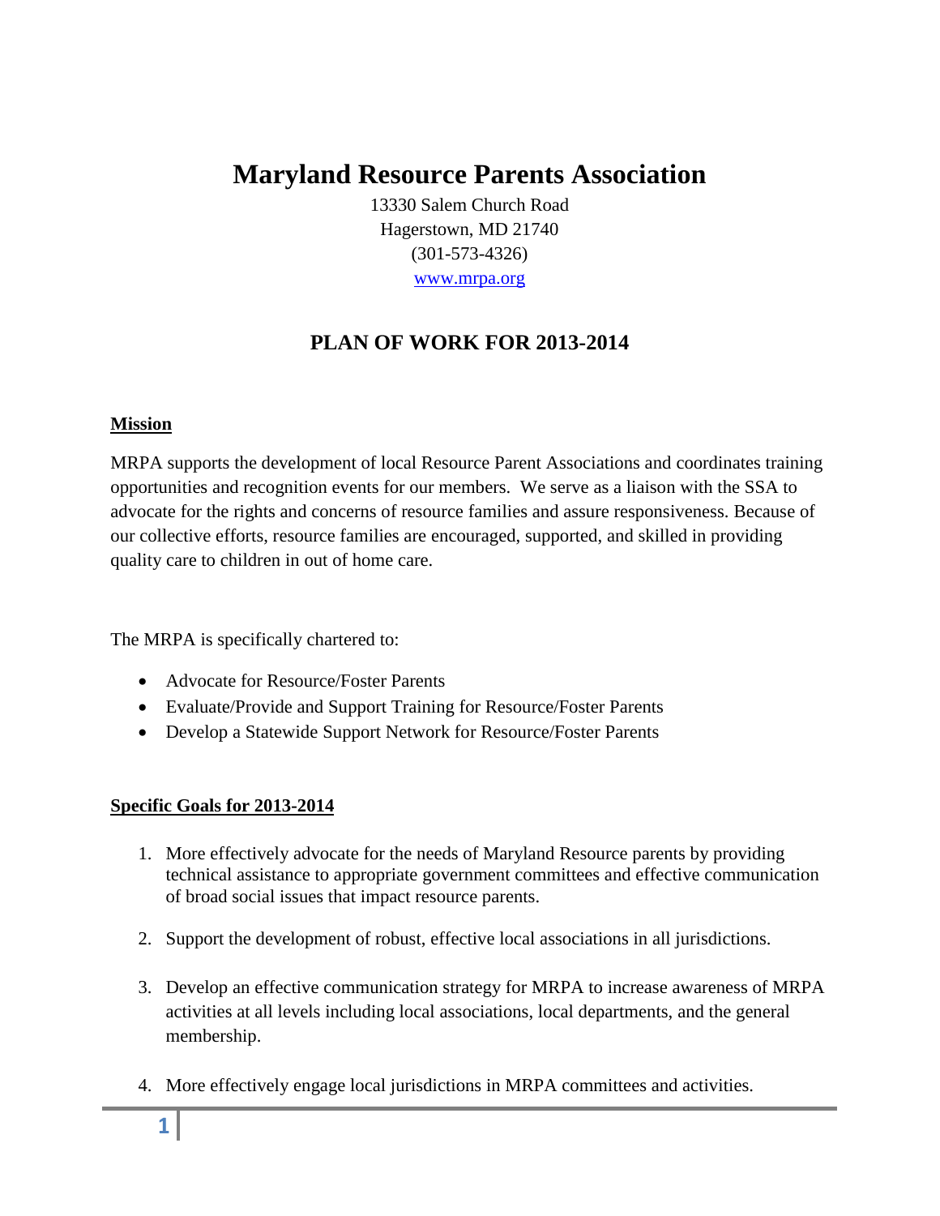# Maryland Resource Parents Association

13330 Salem Church Road
Hagerstown, MD 21740
(301-573-4326)
www.mrpa.org

## PLAN OF WORK FOR 2013-2014

**Mission**

MRPA supports the development of local Resource Parent Associations and coordinates training opportunities and recognition events for our members. We serve as a liaison with the SSA to advocate for the rights and concerns of resource families and assure responsiveness. Because of our collective efforts, resource families are encouraged, supported, and skilled in providing quality care to children in out of home care.

The MRPA is specifically chartered to:

- Advocate for Resource/Foster Parents
- Evaluate/Provide and Support Training for Resource/Foster Parents
- Develop a Statewide Support Network for Resource/Foster Parents

**Specific Goals for 2013-2014**

1. More effectively advocate for the needs of Maryland Resource parents by providing technical assistance to appropriate government committees and effective communication of broad social issues that impact resource parents.
2. Support the development of robust, effective local associations in all jurisdictions.
3. Develop an effective communication strategy for MRPA to increase awareness of MRPA activities at all levels including local associations, local departments, and the general membership.
4. More effectively engage local jurisdictions in MRPA committees and activities.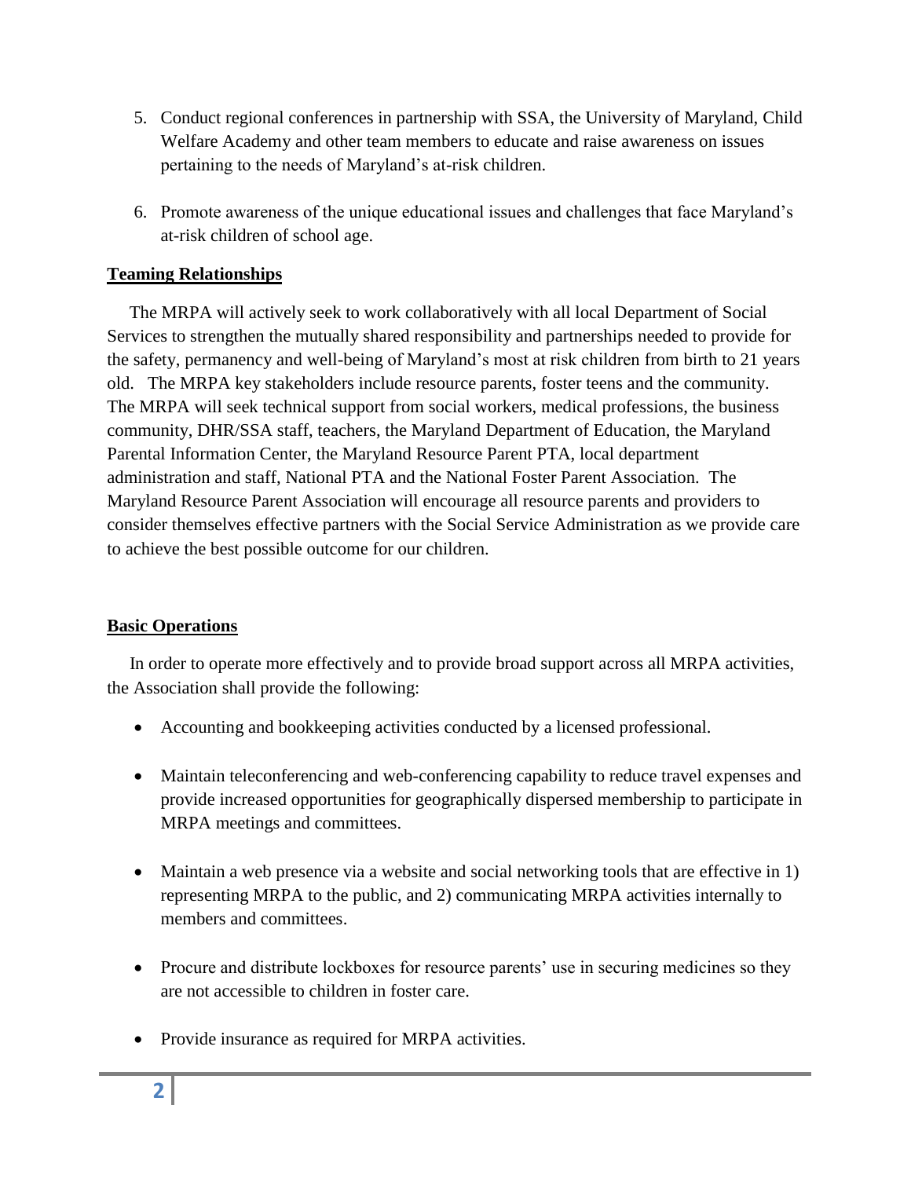5. Conduct regional conferences in partnership with SSA, the University of Maryland, Child Welfare Academy and other team members to educate and raise awareness on issues pertaining to the needs of Maryland's at-risk children.

6. Promote awareness of the unique educational issues and challenges that face Maryland's at-risk children of school age.

## Teaming Relationships

The MRPA will actively seek to work collaboratively with all local Department of Social Services to strengthen the mutually shared responsibility and partnerships needed to provide for the safety, permanency and well-being of Maryland's most at risk children from birth to 21 years old. The MRPA key stakeholders include resource parents, foster teens and the community. The MRPA will seek technical support from social workers, medical professions, the business community, DHR/SSA staff, teachers, the Maryland Department of Education, the Maryland Parental Information Center, the Maryland Resource Parent PTA, local department administration and staff, National PTA and the National Foster Parent Association. The Maryland Resource Parent Association will encourage all resource parents and providers to consider themselves effective partners with the Social Service Administration as we provide care to achieve the best possible outcome for our children.

## Basic Operations

In order to operate more effectively and to provide broad support across all MRPA activities, the Association shall provide the following:

- Accounting and bookkeeping activities conducted by a licensed professional.

- Maintain teleconferencing and web-conferencing capability to reduce travel expenses and provide increased opportunities for geographically dispersed membership to participate in MRPA meetings and committees.

- Maintain a web presence via a website and social networking tools that are effective in 1) representing MRPA to the public, and 2) communicating MRPA activities internally to members and committees.

- Procure and distribute lockboxes for resource parents' use in securing medicines so they are not accessible to children in foster care.

- Provide insurance as required for MRPA activities.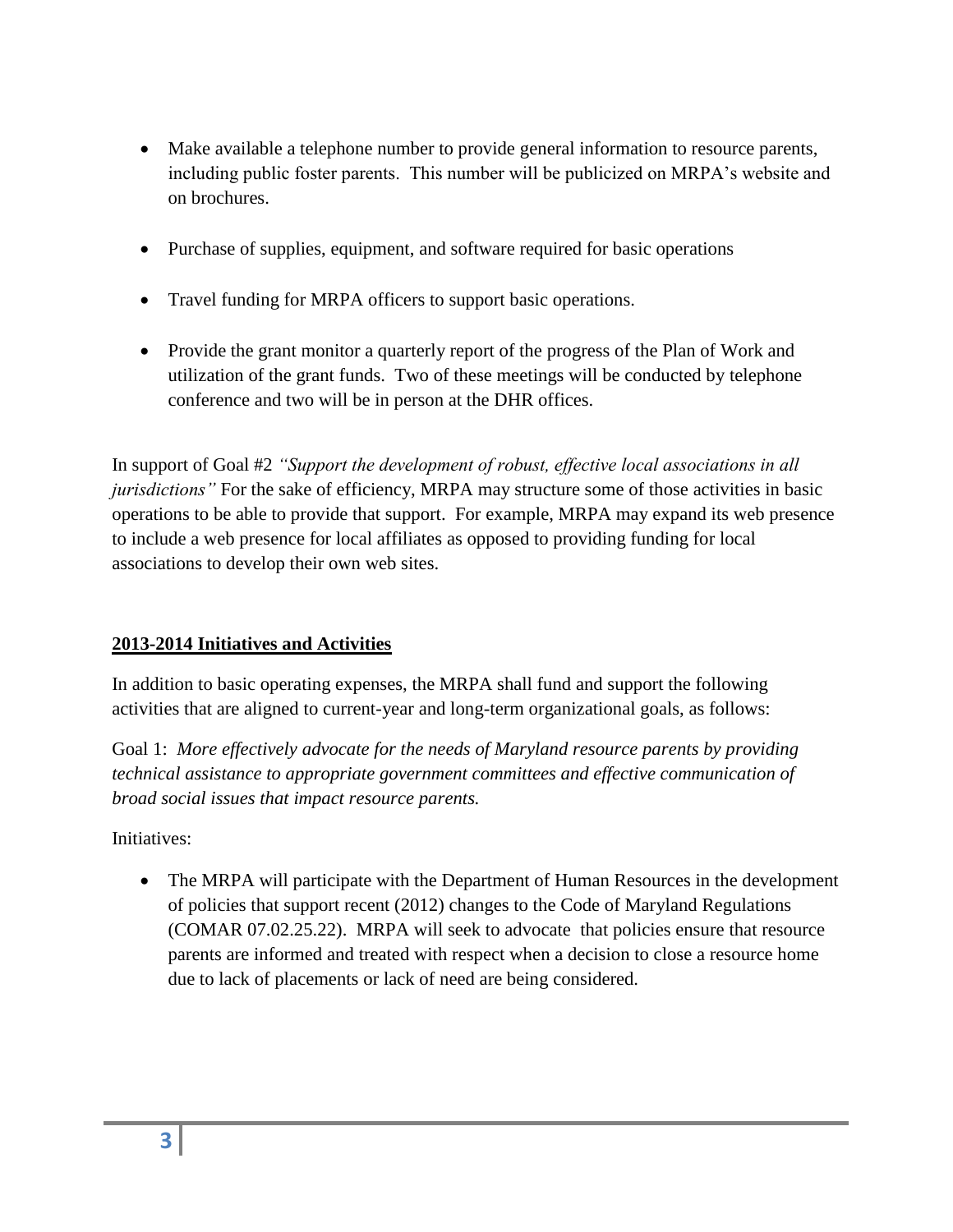- Make available a telephone number to provide general information to resource parents, including public foster parents. This number will be publicized on MRPA's website and on brochures.

- Purchase of supplies, equipment, and software required for basic operations

- Travel funding for MRPA officers to support basic operations.

- Provide the grant monitor a quarterly report of the progress of the Plan of Work and utilization of the grant funds. Two of these meetings will be conducted by telephone conference and two will be in person at the DHR offices.

In support of Goal #2 *"Support the development of robust, effective local associations in all jurisdictions"* For the sake of efficiency, MRPA may structure some of those activities in basic operations to be able to provide that support. For example, MRPA may expand its web presence to include a web presence for local affiliates as opposed to providing funding for local associations to develop their own web sites.

## 2013-2014 Initiatives and Activities

In addition to basic operating expenses, the MRPA shall fund and support the following activities that are aligned to current-year and long-term organizational goals, as follows:

Goal 1: *More effectively advocate for the needs of Maryland resource parents by providing technical assistance to appropriate government committees and effective communication of broad social issues that impact resource parents.*

Initiatives:

- The MRPA will participate with the Department of Human Resources in the development of policies that support recent (2012) changes to the Code of Maryland Regulations (COMAR 07.02.25.22). MRPA will seek to advocate that policies ensure that resource parents are informed and treated with respect when a decision to close a resource home due to lack of placements or lack of need are being considered.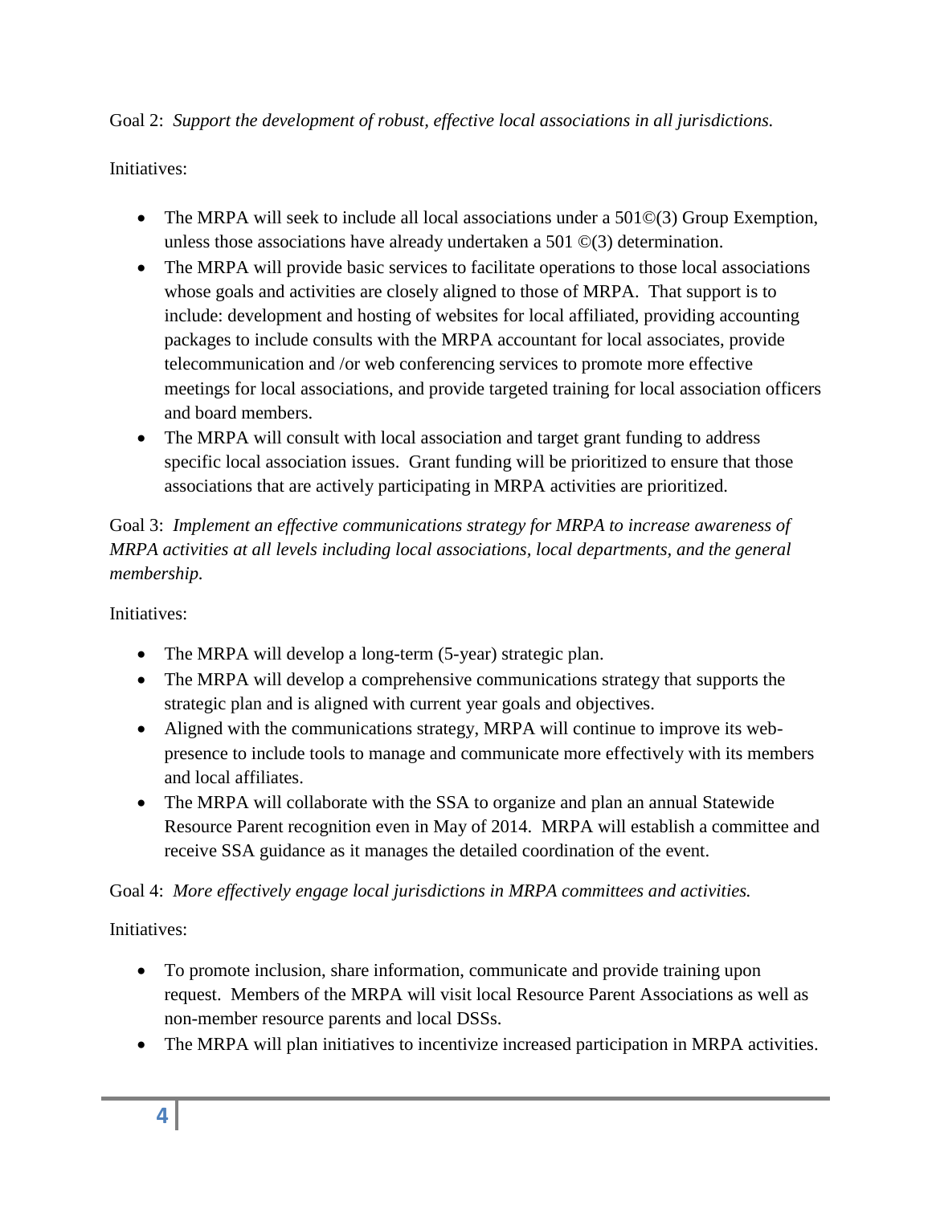Goal 2: *Support the development of robust, effective local associations in all jurisdictions.*

Initiatives:

- The MRPA will seek to include all local associations under a 501©(3) Group Exemption, unless those associations have already undertaken a 501 ©(3) determination.
- The MRPA will provide basic services to facilitate operations to those local associations whose goals and activities are closely aligned to those of MRPA. That support is to include: development and hosting of websites for local affiliated, providing accounting packages to include consults with the MRPA accountant for local associates, provide telecommunication and /or web conferencing services to promote more effective meetings for local associations, and provide targeted training for local association officers and board members.
- The MRPA will consult with local association and target grant funding to address specific local association issues. Grant funding will be prioritized to ensure that those associations that are actively participating in MRPA activities are prioritized.

Goal 3: *Implement an effective communications strategy for MRPA to increase awareness of MRPA activities at all levels including local associations, local departments, and the general membership.*

Initiatives:

- The MRPA will develop a long-term (5-year) strategic plan.
- The MRPA will develop a comprehensive communications strategy that supports the strategic plan and is aligned with current year goals and objectives.
- Aligned with the communications strategy, MRPA will continue to improve its web-presence to include tools to manage and communicate more effectively with its members and local affiliates.
- The MRPA will collaborate with the SSA to organize and plan an annual Statewide Resource Parent recognition even in May of 2014. MRPA will establish a committee and receive SSA guidance as it manages the detailed coordination of the event.

Goal 4: *More effectively engage local jurisdictions in MRPA committees and activities.*

Initiatives:

- To promote inclusion, share information, communicate and provide training upon request. Members of the MRPA will visit local Resource Parent Associations as well as non-member resource parents and local DSSs.
- The MRPA will plan initiatives to incentivize increased participation in MRPA activities.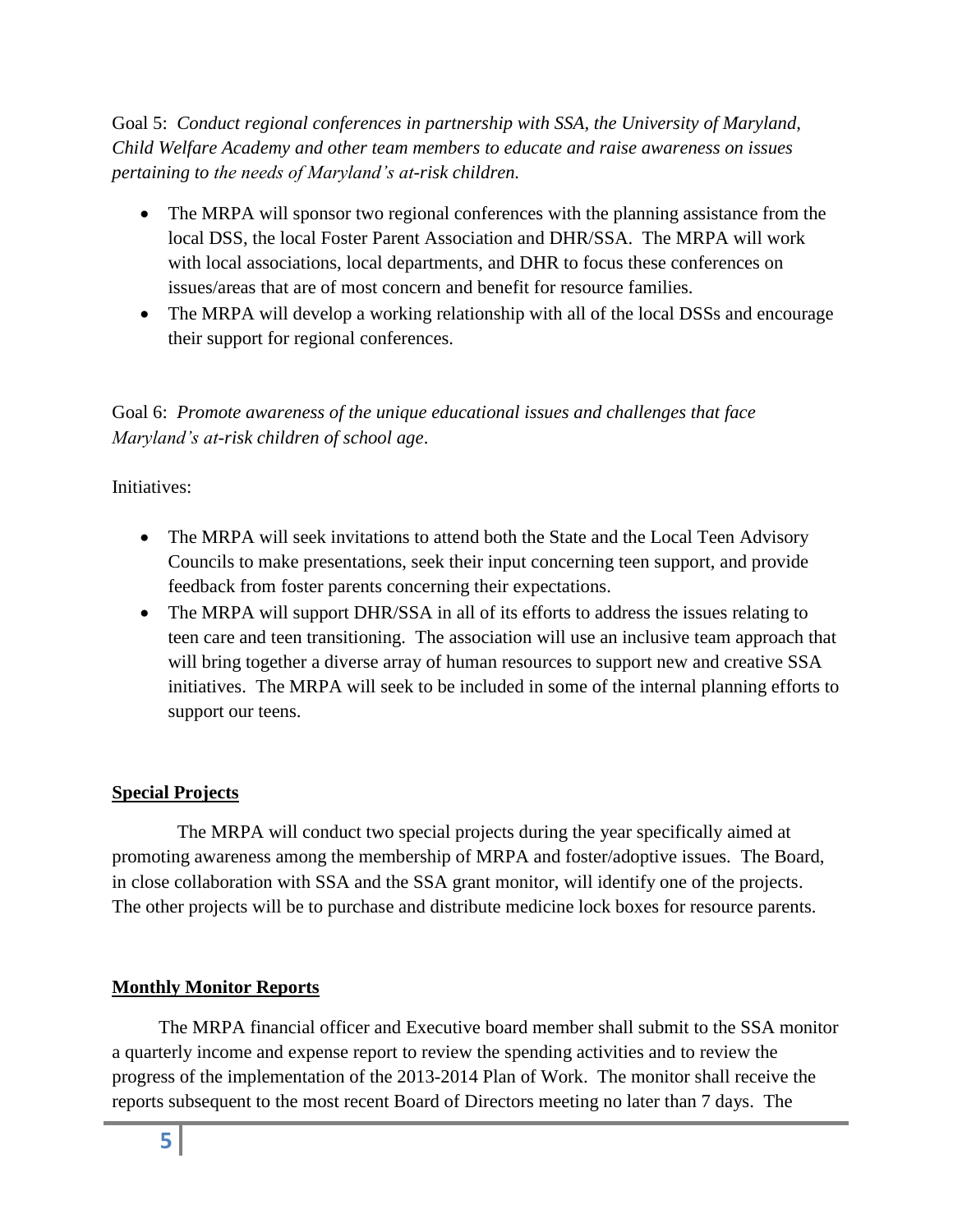Goal 5: *Conduct regional conferences in partnership with SSA, the University of Maryland, Child Welfare Academy and other team members to educate and raise awareness on issues pertaining to the needs of Maryland's at-risk children.*

- The MRPA will sponsor two regional conferences with the planning assistance from the local DSS, the local Foster Parent Association and DHR/SSA. The MRPA will work with local associations, local departments, and DHR to focus these conferences on issues/areas that are of most concern and benefit for resource families.
- The MRPA will develop a working relationship with all of the local DSSs and encourage their support for regional conferences.

Goal 6: *Promote awareness of the unique educational issues and challenges that face Maryland's at-risk children of school age*.

Initiatives:

- The MRPA will seek invitations to attend both the State and the Local Teen Advisory Councils to make presentations, seek their input concerning teen support, and provide feedback from foster parents concerning their expectations.
- The MRPA will support DHR/SSA in all of its efforts to address the issues relating to teen care and teen transitioning. The association will use an inclusive team approach that will bring together a diverse array of human resources to support new and creative SSA initiatives. The MRPA will seek to be included in some of the internal planning efforts to support our teens.

**Special Projects**

The MRPA will conduct two special projects during the year specifically aimed at promoting awareness among the membership of MRPA and foster/adoptive issues. The Board, in close collaboration with SSA and the SSA grant monitor, will identify one of the projects. The other projects will be to purchase and distribute medicine lock boxes for resource parents.

**Monthly Monitor Reports**

The MRPA financial officer and Executive board member shall submit to the SSA monitor a quarterly income and expense report to review the spending activities and to review the progress of the implementation of the 2013-2014 Plan of Work. The monitor shall receive the reports subsequent to the most recent Board of Directors meeting no later than 7 days. The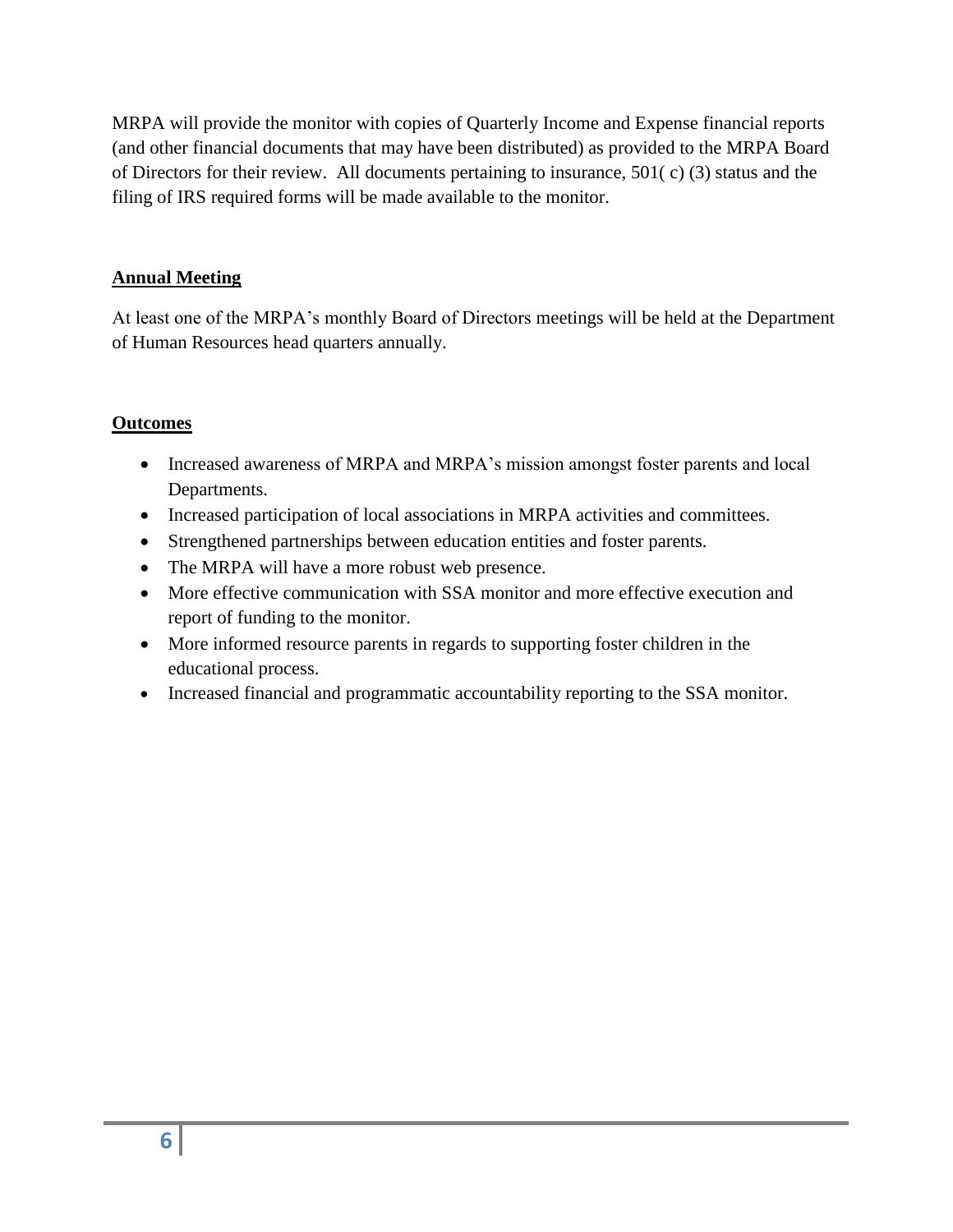MRPA will provide the monitor with copies of Quarterly Income and Expense financial reports (and other financial documents that may have been distributed) as provided to the MRPA Board of Directors for their review. All documents pertaining to insurance, 501( c) (3) status and the filing of IRS required forms will be made available to the monitor.

**Annual Meeting**

At least one of the MRPA's monthly Board of Directors meetings will be held at the Department of Human Resources head quarters annually.

**Outcomes**

- Increased awareness of MRPA and MRPA's mission amongst foster parents and local Departments.
- Increased participation of local associations in MRPA activities and committees.
- Strengthened partnerships between education entities and foster parents.
- The MRPA will have a more robust web presence.
- More effective communication with SSA monitor and more effective execution and report of funding to the monitor.
- More informed resource parents in regards to supporting foster children in the educational process.
- Increased financial and programmatic accountability reporting to the SSA monitor.